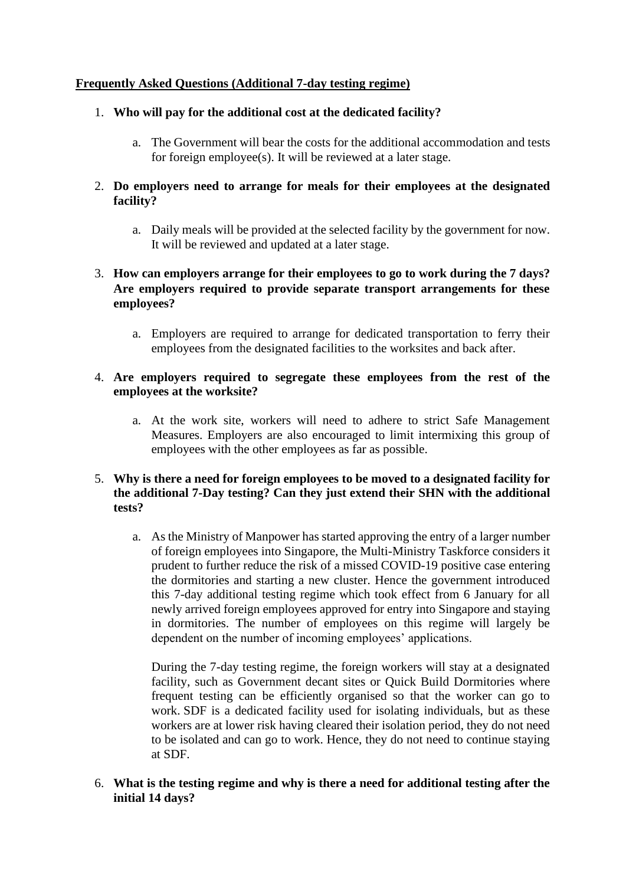**<u>Frequently Asked Questions (Additional 7-day testing regime)</u>**

1. **Who will pay for the additional cost at the dedicated facility?**

   a. The Government will bear the costs for the additional accommodation and tests for foreign employee(s). It will be reviewed at a later stage.

2. **Do employers need to arrange for meals for their employees at the designated facility?**

   a. Daily meals will be provided at the selected facility by the government for now. It will be reviewed and updated at a later stage.

3. **How can employers arrange for their employees to go to work during the 7 days? Are employers required to provide separate transport arrangements for these employees?**

   a. Employers are required to arrange for dedicated transportation to ferry their employees from the designated facilities to the worksites and back after.

4. **Are employers required to segregate these employees from the rest of the employees at the worksite?**

   a. At the work site, workers will need to adhere to strict Safe Management Measures. Employers are also encouraged to limit intermixing this group of employees with the other employees as far as possible.

5. **Why is there a need for foreign employees to be moved to a designated facility for the additional 7-Day testing? Can they just extend their SHN with the additional tests?**

   a. As the Ministry of Manpower has started approving the entry of a larger number of foreign employees into Singapore, the Multi-Ministry Taskforce considers it prudent to further reduce the risk of a missed COVID-19 positive case entering the dormitories and starting a new cluster. Hence the government introduced this 7-day additional testing regime which took effect from 6 January for all newly arrived foreign employees approved for entry into Singapore and staying in dormitories. The number of employees on this regime will largely be dependent on the number of incoming employees' applications.

      During the 7-day testing regime, the foreign workers will stay at a designated facility, such as Government decant sites or Quick Build Dormitories where frequent testing can be efficiently organised so that the worker can go to work. SDF is a dedicated facility used for isolating individuals, but as these workers are at lower risk having cleared their isolation period, they do not need to be isolated and can go to work. Hence, they do not need to continue staying at SDF.

6. **What is the testing regime and why is there a need for additional testing after the initial 14 days?**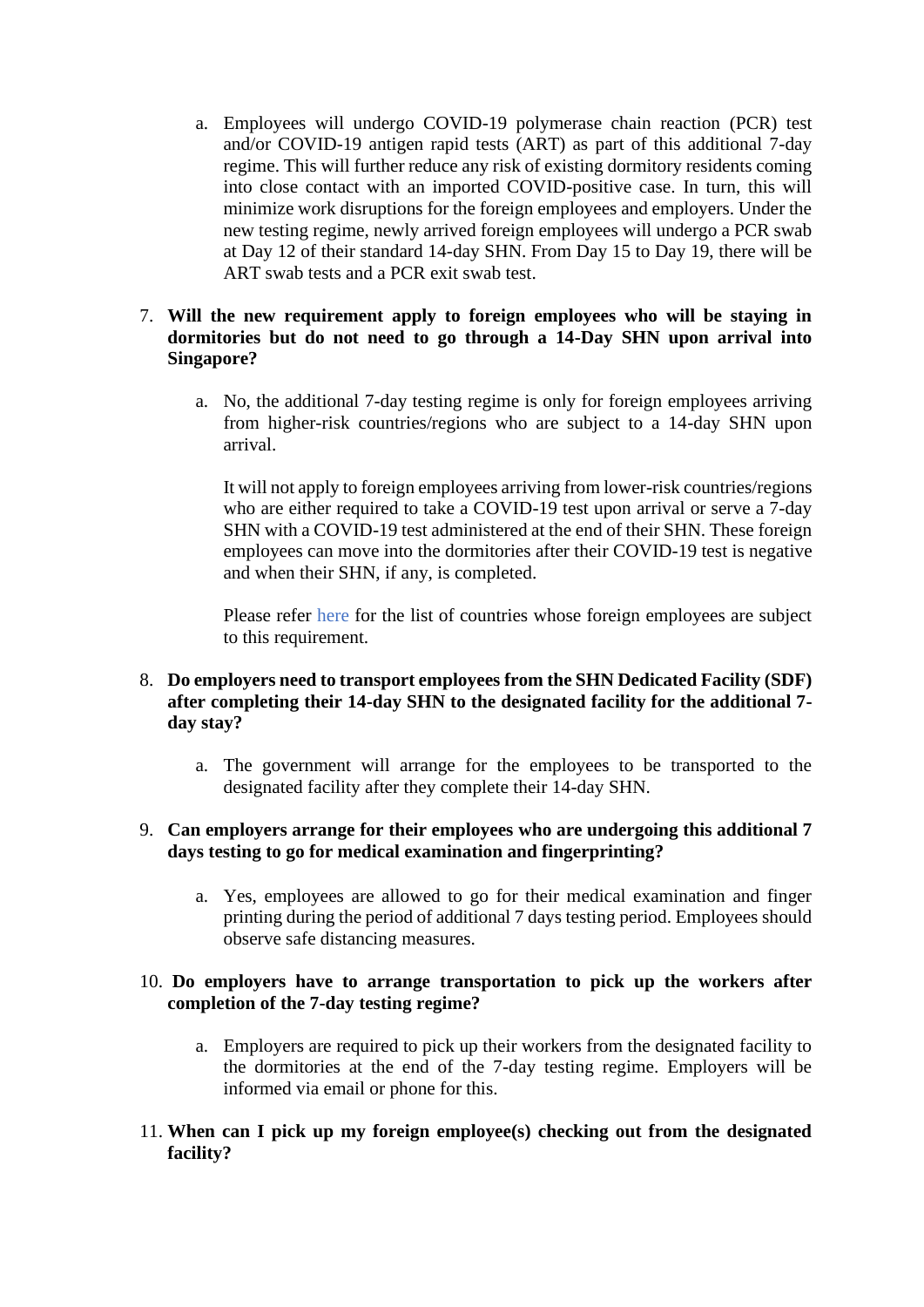a. Employees will undergo COVID-19 polymerase chain reaction (PCR) test and/or COVID-19 antigen rapid tests (ART) as part of this additional 7-day regime. This will further reduce any risk of existing dormitory residents coming into close contact with an imported COVID-positive case. In turn, this will minimize work disruptions for the foreign employees and employers. Under the new testing regime, newly arrived foreign employees will undergo a PCR swab at Day 12 of their standard 14-day SHN. From Day 15 to Day 19, there will be ART swab tests and a PCR exit swab test.

7. **Will the new requirement apply to foreign employees who will be staying in dormitories but do not need to go through a 14-Day SHN upon arrival into Singapore?**

    a. No, the additional 7-day testing regime is only for foreign employees arriving from higher-risk countries/regions who are subject to a 14-day SHN upon arrival.

       It will not apply to foreign employees arriving from lower-risk countries/regions who are either required to take a COVID-19 test upon arrival or serve a 7-day SHN with a COVID-19 test administered at the end of their SHN. These foreign employees can move into the dormitories after their COVID-19 test is negative and when their SHN, if any, is completed.

       Please refer here for the list of countries whose foreign employees are subject to this requirement.

8. **Do employers need to transport employees from the SHN Dedicated Facility (SDF) after completing their 14-day SHN to the designated facility for the additional 7-day stay?**

    a. The government will arrange for the employees to be transported to the designated facility after they complete their 14-day SHN.

9. **Can employers arrange for their employees who are undergoing this additional 7 days testing to go for medical examination and fingerprinting?**

    a. Yes, employees are allowed to go for their medical examination and finger printing during the period of additional 7 days testing period. Employees should observe safe distancing measures.

10. **Do employers have to arrange transportation to pick up the workers after completion of the 7-day testing regime?**

    a. Employers are required to pick up their workers from the designated facility to the dormitories at the end of the 7-day testing regime. Employers will be informed via email or phone for this.

11. **When can I pick up my foreign employee(s) checking out from the designated facility?**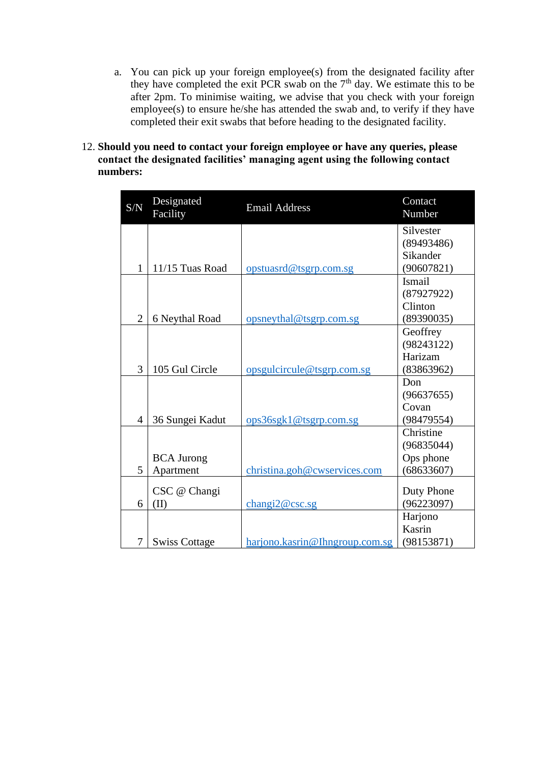a. You can pick up your foreign employee(s) from the designated facility after they have completed the exit PCR swab on the 7th day. We estimate this to be after 2pm. To minimise waiting, we advise that you check with your foreign employee(s) to ensure he/she has attended the swab and, to verify if they have completed their exit swabs that before heading to the designated facility.

12. **Should you need to contact your foreign employee or have any queries, please contact the designated facilities' managing agent using the following contact numbers:**

| S/N | Designated Facility | Email Address | Contact Number |
|---|---|---|---|
| 1 | 11/15 Tuas Road | opstuasrd@tsgrp.com.sg | Silvester (89493486) Sikander (90607821) |
| 2 | 6 Neythal Road | opsneythal@tsgrp.com.sg | Ismail (87927922) Clinton (89390035) |
| 3 | 105 Gul Circle | opsgulcircule@tsgrp.com.sg | Geoffrey (98243122) Harizam (83863962) |
| 4 | 36 Sungei Kadut | ops36sgk1@tsgrp.com.sg | Don (96637655) Covan (98479554) |
| 5 | BCA Jurong Apartment | christina.goh@cwservices.com | Christine (96835044) Ops phone (68633607) |
| 6 | CSC @ Changi (II) | changi2@csc.sg | Duty Phone (96223097) |
| 7 | Swiss Cottage | harjono.kasrin@Ihngroup.com.sg | Harjono Kasrin (98153871) |